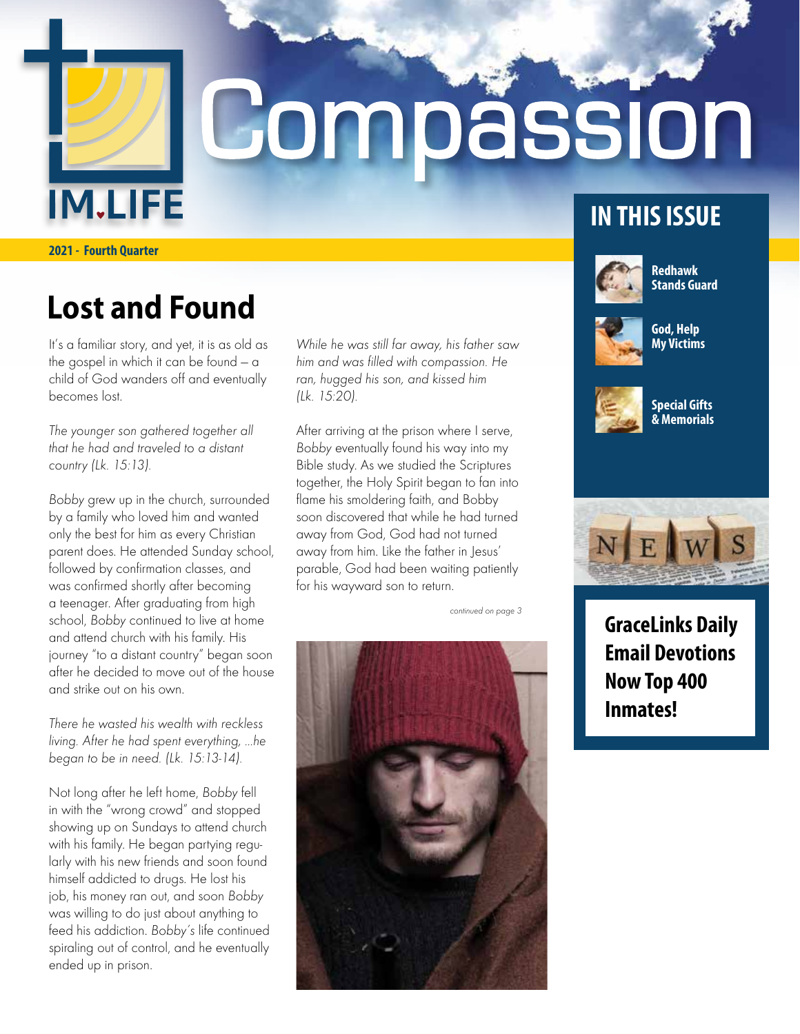# Compassion

IM.LIFE

2021 - Fourth Quarter

## IN THIS ISSUE

Redhawk Stands Guard

God, Help My Victims

Special Gifts & Memorials

## Lost and Found

It's a familiar story, and yet, it is as old as the gospel in which it can be found – a child of God wanders off and eventually becomes lost.

*The younger son gathered together all that he had and traveled to a distant country (Lk. 15:13).*

*Bobby* grew up in the church, surrounded by a family who loved him and wanted only the best for him as every Christian parent does. He attended Sunday school, followed by confirmation classes, and was confirmed shortly after becoming a teenager. After graduating from high school, *Bobby* continued to live at home and attend church with his family. His journey "to a distant country" began soon after he decided to move out of the house and strike out on his own.

*There he wasted his wealth with reckless living. After he had spent everything, ...he began to be in need. (Lk. 15:13-14).*

Not long after he left home, *Bobby* fell in with the "wrong crowd" and stopped showing up on Sundays to attend church with his family. He began partying regularly with his new friends and soon found himself addicted to drugs. He lost his job, his money ran out, and soon *Bobby* was willing to do just about anything to feed his addiction. *Bobby's* life continued spiraling out of control, and he eventually ended up in prison.

*While he was still far away, his father saw him and was filled with compassion. He ran, hugged his son, and kissed him (Lk. 15:20).*

After arriving at the prison where I serve, *Bobby* eventually found his way into my Bible study. As we studied the Scriptures together, the Holy Spirit began to fan into flame his smoldering faith, and Bobby soon discovered that while he had turned away from God, God had not turned away from him. Like the father in Jesus' parable, God had been waiting patiently for his wayward son to return.

*continued on page 3*

## GraceLinks Daily Email Devotions Now Top 400 Inmates!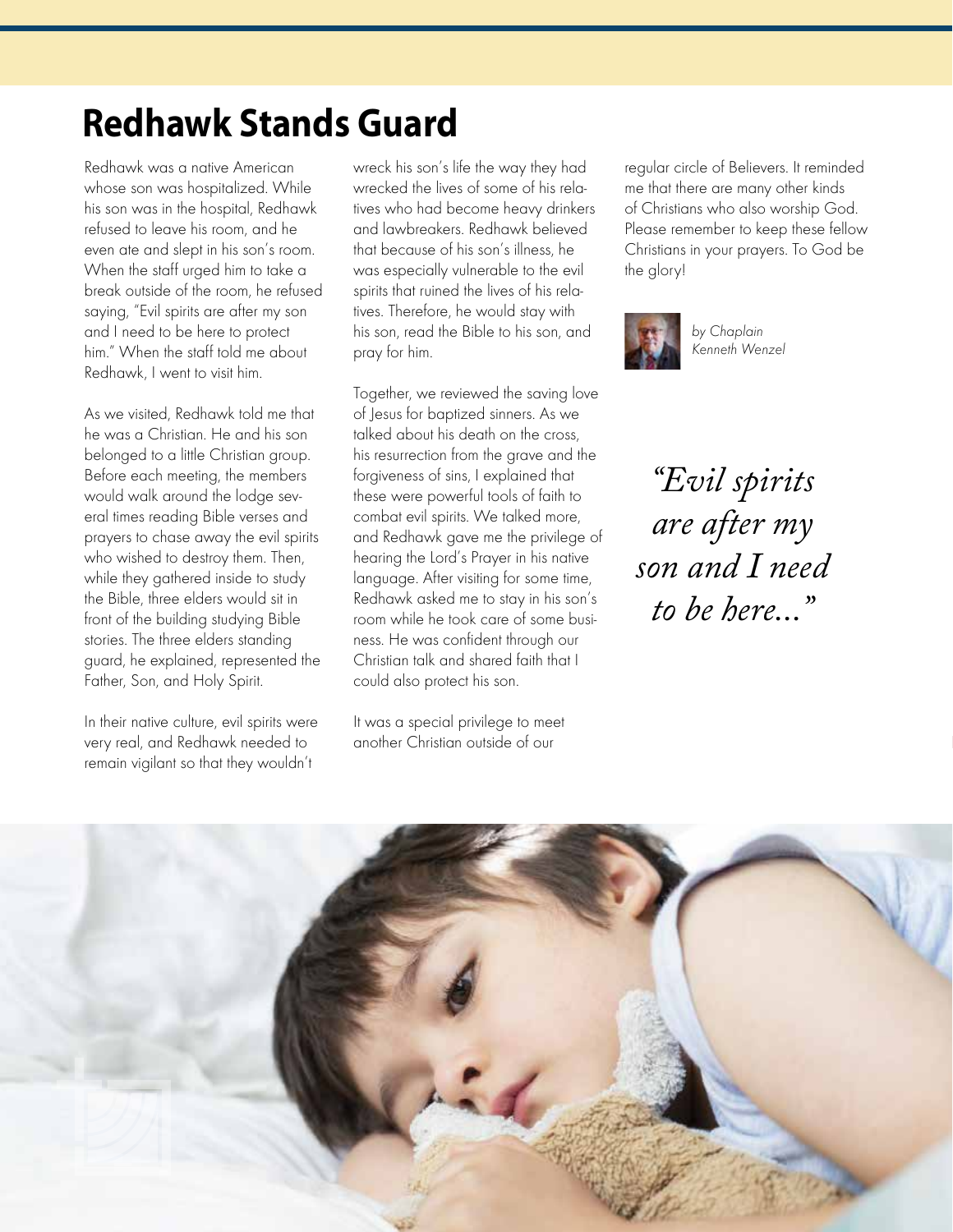# Redhawk Stands Guard

Redhawk was a native American whose son was hospitalized. While his son was in the hospital, Redhawk refused to leave his room, and he even ate and slept in his son's room. When the staff urged him to take a break outside of the room, he refused saying, "Evil spirits are after my son and I need to be here to protect him." When the staff told me about Redhawk, I went to visit him.

As we visited, Redhawk told me that he was a Christian. He and his son belonged to a little Christian group. Before each meeting, the members would walk around the lodge several times reading Bible verses and prayers to chase away the evil spirits who wished to destroy them. Then, while they gathered inside to study the Bible, three elders would sit in front of the building studying Bible stories. The three elders standing guard, he explained, represented the Father, Son, and Holy Spirit.

In their native culture, evil spirits were very real, and Redhawk needed to remain vigilant so that they wouldn't wreck his son's life the way they had wrecked the lives of some of his relatives who had become heavy drinkers and lawbreakers. Redhawk believed that because of his son's illness, he was especially vulnerable to the evil spirits that ruined the lives of his relatives. Therefore, he would stay with his son, read the Bible to his son, and pray for him.

Together, we reviewed the saving love of Jesus for baptized sinners. As we talked about his death on the cross, his resurrection from the grave and the forgiveness of sins, I explained that these were powerful tools of faith to combat evil spirits. We talked more, and Redhawk gave me the privilege of hearing the Lord's Prayer in his native language. After visiting for some time, Redhawk asked me to stay in his son's room while he took care of some business. He was confident through our Christian talk and shared faith that I could also protect his son.

It was a special privilege to meet another Christian outside of our regular circle of Believers. It reminded me that there are many other kinds of Christians who also worship God. Please remember to keep these fellow Christians in your prayers. To God be the glory!

*by Chaplain Kenneth Wenzel*

*"Evil spirits are after my son and I need to be here..."*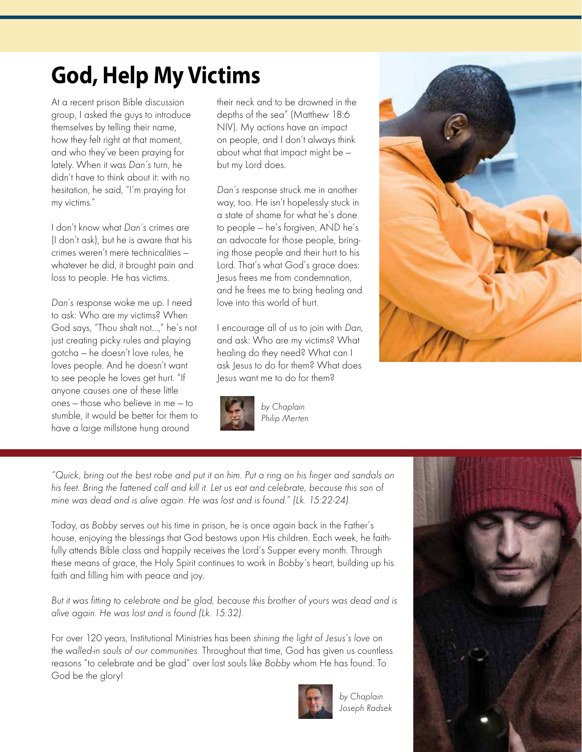# God, Help My Victims

At a recent prison Bible discussion group, I asked the guys to introduce themselves by telling their name, how they felt right at that moment, and who they've been praying for lately. When it was *Dan's* turn, he didn't have to think about it: with no hesitation, he said, "I'm praying for my victims."

I don't know what *Dan's* crimes are (I don't ask), but he is aware that his crimes weren't mere technicalities – whatever he did, it brought pain and loss to people. He has victims.

*Dan's* response woke me up. I need to ask: Who are *my* victims? When God says, "Thou shalt not...," he's not just creating picky rules and playing gotcha – he doesn't love rules, he loves people. And he doesn't want to see people he loves get hurt. "If anyone causes one of these little ones – those who believe in me – to stumble, it would be better for them to have a large millstone hung around their neck and to be drowned in the depths of the sea" (Matthew 18:6 NIV). My actions have an impact on people, and I don't always think about what that impact might be – but my Lord does.

*Dan's* response struck me in another way, too. He isn't hopelessly stuck in a state of shame for what he's done to people – he's forgiven, AND he's an advocate for those people, bringing those people and their hurt to his Lord. That's what God's grace does: Jesus frees me from condemnation, and he frees me to bring healing and love into this world of hurt.

I encourage all of us to join with *Dan,* and ask: Who are my victims? What healing do they need? What can I ask Jesus to do for them? What does Jesus want me to do for them?

*by Chaplain Philip Merten*

---

*"Quick, bring out the best robe and put it on him. Put a ring on his finger and sandals on his feet. Bring the fattened calf and kill it. Let us eat and celebrate, because this son of mine was dead and is alive again. He was lost and is found." (Lk. 15:22-24).*

Today, as *Bobby* serves out his time in prison, he is once again back in the Father's house, enjoying the blessings that God bestows upon His children. Each week, he faithfully attends Bible class and happily receives the Lord's Supper every month. Through these means of grace, the Holy Spirit continues to work in *Bobby's* heart, building up his faith and filling him with peace and joy.

*But it was fitting to celebrate and be glad, because this brother of yours was dead and is alive again. He was lost and is found (Lk. 15:32).*

For over 120 years, Institutional Ministries has been *shining the light of Jesus's love* on the *walled-in souls of our communities.* Throughout that time, God has given us countless reasons "to celebrate and be glad" over lost souls like *Bobby* whom He has found. To God be the glory!

*by Chaplain Joseph Radsek*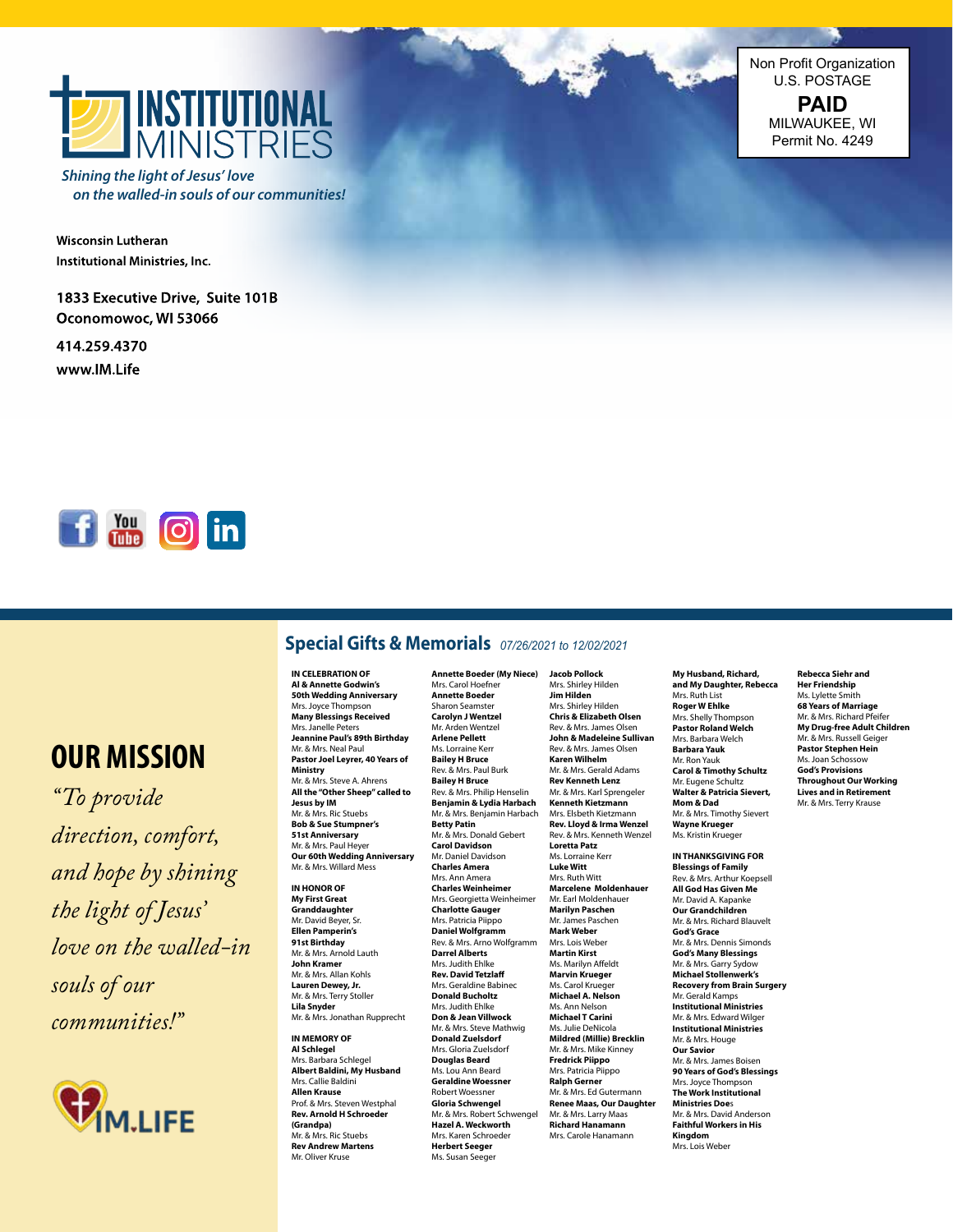# INSTITUTIONAL MINISTRIES

*Shining the light of Jesus' love on the walled-in souls of our communities!*

Wisconsin Lutheran Institutional Ministries, Inc.

1833 Executive Drive, Suite 101B
Oconomowoc, WI 53066

414.259.4370
www.IM.Life

Non Profit Organization
U.S. POSTAGE
**PAID**
MILWAUKEE, WI
Permit No. 4249

# OUR MISSION

*"To provide direction, comfort, and hope by shining the light of Jesus' love on the walled-in souls of our communities!"*

IM.LIFE

## Special Gifts & Memorials *07/26/2021 to 12/02/2021*

**IN CELEBRATION OF**

**Al & Annette Godwin's 50th Wedding Anniversary**
Mrs. Joyce Thompson
**Many Blessings Received**
Mrs. Janelle Peters
**Jeannine Paul's 89th Birthday**
Mr. & Mrs. Neal Paul
**Pastor Joel Leyrer, 40 Years of Ministry**
Mr. & Mrs. Steve A. Ahrens
**All the "Other Sheep" called to Jesus by IM**
Mr. & Mrs. Ric Stuebs
**Bob & Sue Stumpner's 51st Anniversary**
Mr. & Mrs. Paul Heyer
**Our 60th Wedding Anniversary**
Mr. & Mrs. Willard Mess

**IN HONOR OF**

**My First Great Granddaughter**
Mr. David Beyer, Sr.
**Ellen Pamperin's 91st Birthday**
Mr. & Mrs. Arnold Lauth
**John Kramer**
Mr. & Mrs. Allan Kohls
**Lauren Dewey, Jr.**
Mr. & Mrs. Terry Stoller
**Lila Snyder**
Mr. & Mrs. Jonathan Rupprecht

**IN MEMORY OF**

**Al Schlegel**
Mrs. Barbara Schlegel
**Albert Baldini, My Husband**
Mrs. Callie Baldini
**Allen Krause**
Prof. & Mrs. Steven Westphal
**Rev. Arnold H Schroeder (Grandpa)**
Mr. & Mrs. Ric Stuebs
**Rev Andrew Martens**
Mr. Oliver Kruse
**Annette Boeder (My Niece)**
Mrs. Carol Hoefner
**Annette Boeder**
Sharon Seamster
**Carolyn J Wentzel**
Mr. Arden Wentzel
**Arlene Pellett**
Ms. Lorraine Kerr
**Bailey H Bruce**
Rev. & Mrs. Paul Burk
**Bailey H Bruce**
Rev. & Mrs. Philip Henselin
**Benjamin & Lydia Harbach**
Mr. & Mrs. Benjamin Harbach
**Betty Patin**
Mr. & Mrs. Donald Gebert
**Carol Davidson**
Mr. Daniel Davidson
**Charles Amera**
Mrs. Ann Amera
**Charles Weinheimer**
Mrs. Georgietta Weinheimer
**Charlotte Gauger**
Mrs. Patricia Piippo
**Daniel Wolfgramm**
Rev. & Mrs. Arno Wolfgramm
**Darrel Alberts**
Mrs. Judith Ehlke
**Rev. David Tetzlaff**
Mrs. Geraldine Babinec
**Donald Bucholtz**
Mrs. Judith Ehlke
**Don & Jean Villwock**
Mr. & Mrs. Steve Mathwig
**Donald Zuelsdorf**
Mrs. Gloria Zuelsdorf
**Douglas Beard**
Ms. Lou Ann Beard
**Geraldine Woessner**
Robert Woessner
**Gloria Schwengel**
Mr. & Mrs. Robert Schwengel
**Hazel A. Weckworth**
Mrs. Karen Schroeder
**Herbert Seeger**
Ms. Susan Seeger
**Jacob Pollock**
Mrs. Shirley Hilden
**Jim Hilden**
Mrs. Shirley Hilden
**Chris & Elizabeth Olsen**
Rev. & Mrs. James Olsen
**John & Madeleine Sullivan**
Rev. & Mrs. James Olsen
**Karen Wilhelm**
Mr. & Mrs. Gerald Adams
**Rev Kenneth Lenz**
Mr. & Mrs. Karl Sprengeler
**Kenneth Kietzmann**
Mrs. Elsbeth Kietzmann
**Rev. Lloyd & Irma Wenzel**
Rev. & Mrs. Kenneth Wenzel
**Loretta Patz**
Ms. Lorraine Kerr
**Luke Witt**
Mrs. Ruth Witt
**Marcelene Moldenhauer**
Mr. Earl Moldenhauer
**Marilyn Paschen**
Mr. James Paschen
**Mark Weber**
Mrs. Lois Weber
**Martin Kirst**
Ms. Marilyn Affeldt
**Marvin Krueger**
Ms. Carol Krueger
**Michael A. Nelson**
Ms. Ann Nelson
**Michael T Carini**
Ms. Julie DeNicola
**Mildred (Millie) Brecklin**
Mr. & Mrs. Mike Kinney
**Fredrick Piippo**
Mrs. Patricia Piippo
**Ralph Gerner**
Mr. & Mrs. Ed Gutermann
**Renee Maas, Our Daughter**
Mr. & Mrs. Larry Maas
**Richard Hanamann**
Mrs. Carole Hanamann
**My Husband, Richard, and My Daughter, Rebecca**
Mrs. Ruth List
**Roger W Ehlke**
Mrs. Shelly Thompson
**Pastor Roland Welch**
Mrs. Barbara Welch
**Barbara Yauk**
Mr. Ron Yauk
**Carol & Timothy Schultz**
Mr. Eugene Schultz
**Walter & Patricia Sievert, Mom & Dad**
Mr. & Mrs. Timothy Sievert
**Wayne Krueger**
Ms. Kristin Krueger

**IN THANKSGIVING FOR**

**Blessings of Family**
Rev. & Mrs. Arthur Koepsell
**All God Has Given Me**
Mr. David A. Kapanke
**Our Grandchildren**
Mr. & Mrs. Richard Blauvelt
**God's Grace**
Mr. & Mrs. Dennis Simonds
**God's Many Blessings**
Mr. & Mrs. Garry Sydow
**Michael Stollenwerk's Recovery from Brain Surgery**
Mr. Gerald Kamps
**Institutional Ministries**
Mr. & Mrs. Edward Wilger
**Institutional Ministries**
Mr. & Mrs. Houge
**Our Savior**
Mr. & Mrs. James Boisen
**90 Years of God's Blessings**
Mrs. Joyce Thompson
**The Work Institutional Ministries Does**
Mr. & Mrs. David Anderson
**Faithful Workers in His Kingdom**
Mrs. Lois Weber
**Rebecca Siehr and Her Friendship**
Ms. Lylette Smith
**68 Years of Marriage**
Mr. & Mrs. Richard Pfeifer
**My Drug-free Adult Children**
Mr. & Mrs. Russell Geiger
**Pastor Stephen Hein**
Ms. Joan Schossow
**God's Provisions Throughout Our Working Lives and in Retirement**
Mr. & Mrs. Terry Krause